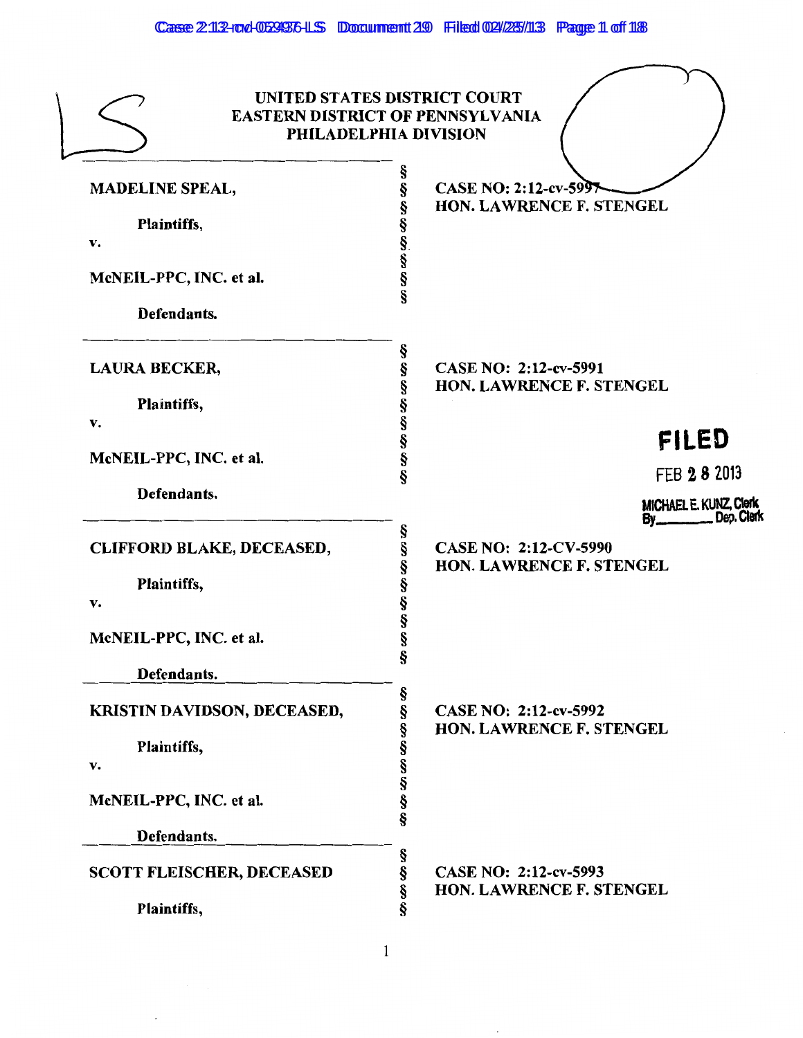UNITED STATES DISTRICT COURT
EASTERN DISTRICT OF PENNSYLVANIA
PHILADELPHIA DIVISION

| | | |
|---|---|---|
| **MADELINE SPEAL,**<br><br>**Plaintiffs,**<br>**v.**<br><br>**McNEIL-PPC, INC. et al.**<br><br>**Defendants.** | §<br>§<br>§<br>§<br>§<br>§<br>§<br>§ | **CASE NO: 2:12-cv-5997**<br>**HON. LAWRENCE F. STENGEL** |
| **LAURA BECKER,**<br><br>**Plaintiffs,**<br>**v.**<br><br>**McNEIL-PPC, INC. et al.**<br><br>**Defendants.** | §<br>§<br>§<br>§<br>§<br>§<br>§<br>§ | **CASE NO: 2:12-cv-5991**<br>**HON. LAWRENCE F. STENGEL** |
| **CLIFFORD BLAKE, DECEASED,**<br><br>**Plaintiffs,**<br>**v.**<br><br>**McNEIL-PPC, INC. et al.**<br><br>**Defendants.** | §<br>§<br>§<br>§<br>§<br>§<br>§<br>§ | **CASE NO: 2:12-CV-5990**<br>**HON. LAWRENCE F. STENGEL** |
| **KRISTIN DAVIDSON, DECEASED,**<br><br>**Plaintiffs,**<br>**v.**<br><br>**McNEIL-PPC, INC. et al.**<br><br>**Defendants.** | §<br>§<br>§<br>§<br>§<br>§<br>§<br>§ | **CASE NO: 2:12-cv-5992**<br>**HON. LAWRENCE F. STENGEL** |
| **SCOTT FLEISCHER, DECEASED**<br><br>**Plaintiffs,** | §<br>§<br>§<br>§ | **CASE NO: 2:12-cv-5993**<br>**HON. LAWRENCE F. STENGEL** |

FILED
FEB 28 2013
MICHAEL E. KUNZ, Clerk
By_______ Dep. Clerk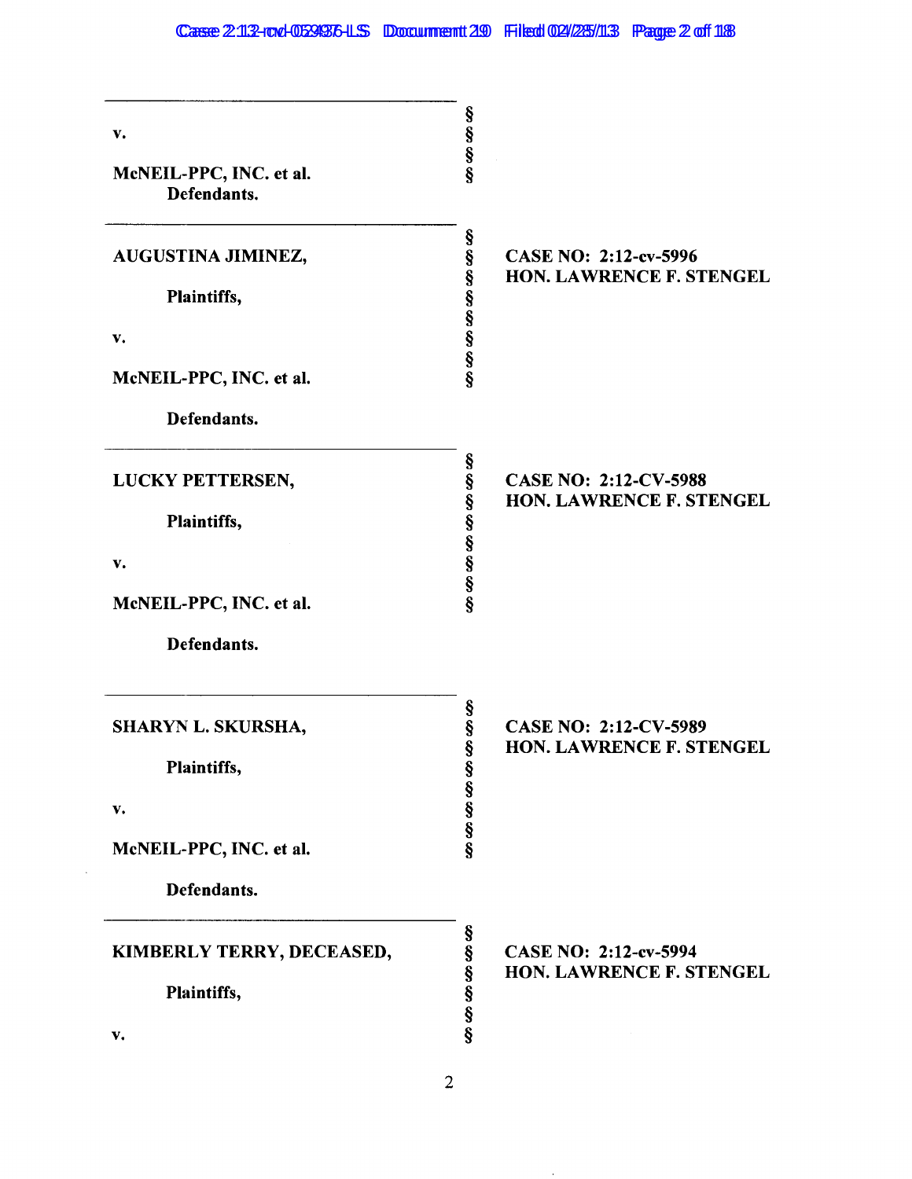| | | |
|---|---|---|
| v.<br><br>McNEIL-PPC, INC. et al.<br>Defendants. | §<br>§<br>§<br>§ | |
| AUGUSTINA JIMINEZ,<br><br>Plaintiffs,<br><br>v.<br><br>McNEIL-PPC, INC. et al.<br><br>Defendants. | §<br>§<br>§<br>§<br>§<br>§<br>§<br>§ | **CASE NO: 2:12-cv-5996**<br>**HON. LAWRENCE F. STENGEL** |
| LUCKY PETTERSEN,<br><br>Plaintiffs,<br><br>v.<br><br>McNEIL-PPC, INC. et al.<br><br>Defendants. | §<br>§<br>§<br>§<br>§<br>§<br>§<br>§ | **CASE NO: 2:12-CV-5988**<br>**HON. LAWRENCE F. STENGEL** |
| SHARYN L. SKURSHA,<br><br>Plaintiffs,<br><br>v.<br><br>McNEIL-PPC, INC. et al.<br><br>Defendants. | §<br>§<br>§<br>§<br>§<br>§<br>§<br>§ | **CASE NO: 2:12-CV-5989**<br>**HON. LAWRENCE F. STENGEL** |
| KIMBERLY TERRY, DECEASED,<br><br>Plaintiffs,<br><br>v. | §<br>§<br>§<br>§<br>§<br>§ | **CASE NO: 2:12-cv-5994**<br>**HON. LAWRENCE F. STENGEL** |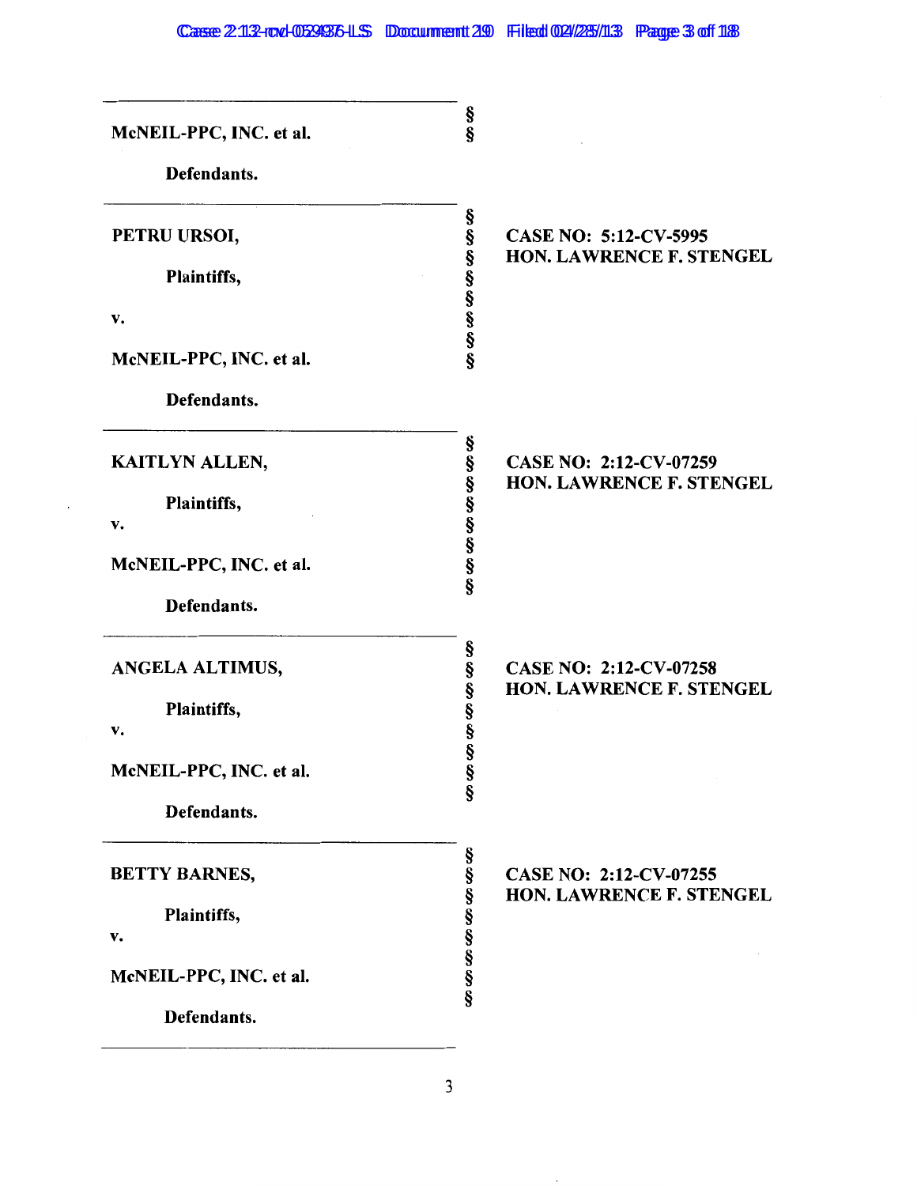| | | |
|---|---|---|
| **McNEIL-PPC, INC. et al.**<br><br>**Defendants.** | §<br>§ | |
| **PETRU URSOI,**<br><br>**Plaintiffs,**<br><br>**v.**<br><br>**McNEIL-PPC, INC. et al.**<br><br>**Defendants.** | §<br>§<br>§<br>§<br>§<br>§<br>§<br>§ | **CASE NO: 5:12-CV-5995**<br>**HON. LAWRENCE F. STENGEL** |
| **KAITLYN ALLEN,**<br><br>**Plaintiffs,**<br><br>**v.**<br><br>**McNEIL-PPC, INC. et al.**<br><br>**Defendants.** | §<br>§<br>§<br>§<br>§<br>§<br>§<br>§ | **CASE NO: 2:12-CV-07259**<br>**HON. LAWRENCE F. STENGEL** |
| **ANGELA ALTIMUS,**<br><br>**Plaintiffs,**<br><br>**v.**<br><br>**McNEIL-PPC, INC. et al.**<br><br>**Defendants.** | §<br>§<br>§<br>§<br>§<br>§<br>§<br>§ | **CASE NO: 2:12-CV-07258**<br>**HON. LAWRENCE F. STENGEL** |
| **BETTY BARNES,**<br><br>**Plaintiffs,**<br><br>**v.**<br><br>**McNEIL-PPC, INC. et al.**<br><br>**Defendants.** | §<br>§<br>§<br>§<br>§<br>§<br>§<br>§ | **CASE NO: 2:12-CV-07255**<br>**HON. LAWRENCE F. STENGEL** |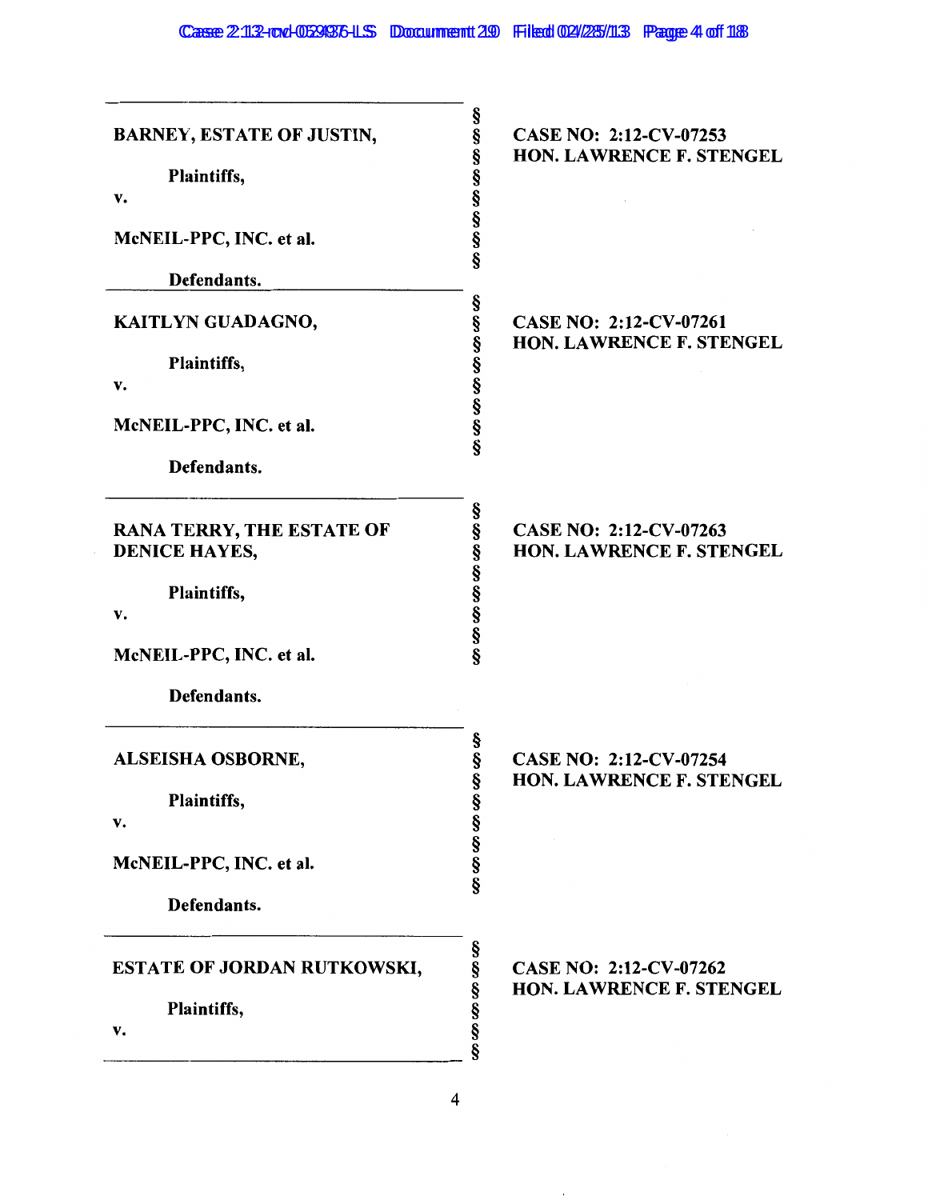| | | |
|---|---|---|
| **BARNEY, ESTATE OF JUSTIN,**<br><br>**Plaintiffs,**<br>**v.**<br><br>**McNEIL-PPC, INC. et al.**<br><br>**Defendants.** | §<br>§<br>§<br>§<br>§<br>§<br>§<br>§ | **CASE NO: 2:12-CV-07253**<br>**HON. LAWRENCE F. STENGEL** |
| **KAITLYN GUADAGNO,**<br><br>**Plaintiffs,**<br>**v.**<br><br>**McNEIL-PPC, INC. et al.**<br><br>**Defendants.** | §<br>§<br>§<br>§<br>§<br>§<br>§<br>§ | **CASE NO: 2:12-CV-07261**<br>**HON. LAWRENCE F. STENGEL** |
| **RANA TERRY, THE ESTATE OF DENICE HAYES,**<br><br>**Plaintiffs,**<br>**v.**<br><br>**McNEIL-PPC, INC. et al.**<br><br>**Defendants.** | §<br>§<br>§<br>§<br>§<br>§<br>§<br>§ | **CASE NO: 2:12-CV-07263**<br>**HON. LAWRENCE F. STENGEL** |
| **ALSEISHA OSBORNE,**<br><br>**Plaintiffs,**<br>**v.**<br><br>**McNEIL-PPC, INC. et al.**<br><br>**Defendants.** | §<br>§<br>§<br>§<br>§<br>§<br>§<br>§ | **CASE NO: 2:12-CV-07254**<br>**HON. LAWRENCE F. STENGEL** |
| **ESTATE OF JORDAN RUTKOWSKI,**<br><br>**Plaintiffs,**<br>**v.** | §<br>§<br>§<br>§<br>§<br>§ | **CASE NO: 2:12-CV-07262**<br>**HON. LAWRENCE F. STENGEL** |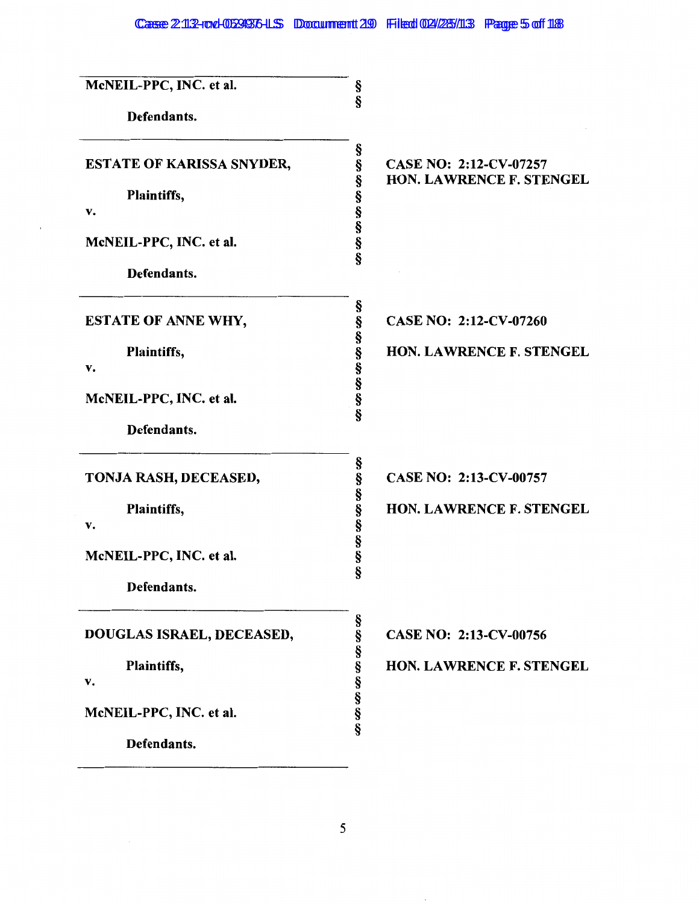| | | |
|---|---|---|
| **McNEIL-PPC, INC. et al.**<br><br>**Defendants.** | §<br>§ | |
| **ESTATE OF KARISSA SNYDER,**<br><br>**Plaintiffs,**<br>**v.**<br><br>**McNEIL-PPC, INC. et al.**<br><br>**Defendants.** | §<br>§<br>§<br>§<br>§<br>§<br>§<br>§ | **CASE NO: 2:12-CV-07257**<br>**HON. LAWRENCE F. STENGEL** |
| **ESTATE OF ANNE WHY,**<br><br>**Plaintiffs,**<br>**v.**<br><br>**McNEIL-PPC, INC. et al.**<br><br>**Defendants.** | §<br>§<br>§<br>§<br>§<br>§<br>§<br>§ | **CASE NO: 2:12-CV-07260**<br><br>**HON. LAWRENCE F. STENGEL** |
| **TONJA RASH, DECEASED,**<br><br>**Plaintiffs,**<br>**v.**<br><br>**McNEIL-PPC, INC. et al.**<br><br>**Defendants.** | §<br>§<br>§<br>§<br>§<br>§<br>§<br>§ | **CASE NO: 2:13-CV-00757**<br><br>**HON. LAWRENCE F. STENGEL** |
| **DOUGLAS ISRAEL, DECEASED,**<br><br>**Plaintiffs,**<br>**v.**<br><br>**McNEIL-PPC, INC. et al.**<br><br>**Defendants.** | §<br>§<br>§<br>§<br>§<br>§<br>§<br>§ | **CASE NO: 2:13-CV-00756**<br><br>**HON. LAWRENCE F. STENGEL** |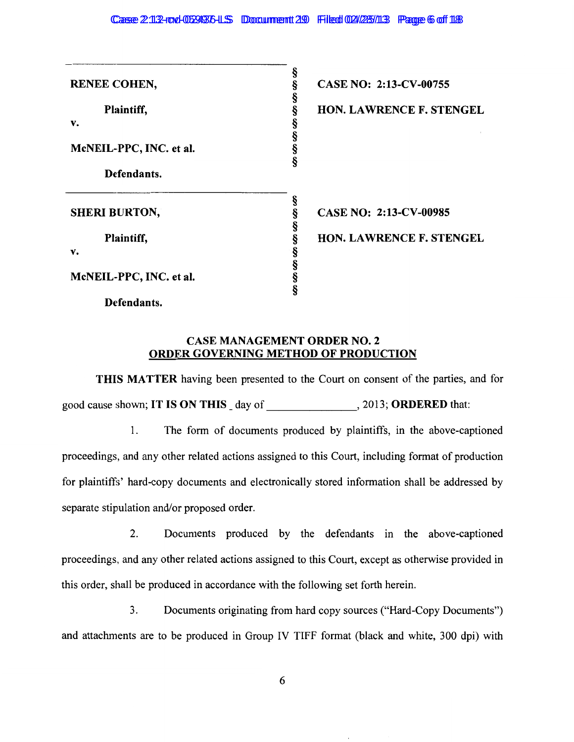| | | |
|---|---|---|
| **RENEE COHEN,**<br><br>**Plaintiff,**<br><br>**v.**<br><br>**McNEIL-PPC, INC. et al.**<br><br>**Defendants.** | §<br>§<br>§<br>§<br>§<br>§<br>§<br>§ | **CASE NO: 2:13-CV-00755**<br><br>**HON. LAWRENCE F. STENGEL** |
| **SHERI BURTON,**<br><br>**Plaintiff,**<br><br>**v.**<br><br>**McNEIL-PPC, INC. et al.**<br><br>**Defendants.** | §<br>§<br>§<br>§<br>§<br>§<br>§<br>§ | **CASE NO: 2:13-CV-00985**<br><br>**HON. LAWRENCE F. STENGEL** |

## CASE MANAGEMENT ORDER NO. 2
## ORDER GOVERNING METHOD OF PRODUCTION

**THIS MATTER** having been presented to the Court on consent of the parties, and for good cause shown; **IT IS ON THIS** _ day of _______________, 2013; **ORDERED** that:

1. The form of documents produced by plaintiffs, in the above-captioned proceedings, and any other related actions assigned to this Court, including format of production for plaintiffs' hard-copy documents and electronically stored information shall be addressed by separate stipulation and/or proposed order.

2. Documents produced by the defendants in the above-captioned proceedings, and any other related actions assigned to this Court, except as otherwise provided in this order, shall be produced in accordance with the following set forth herein.

3. Documents originating from hard copy sources ("Hard-Copy Documents") and attachments are to be produced in Group IV TIFF format (black and white, 300 dpi) with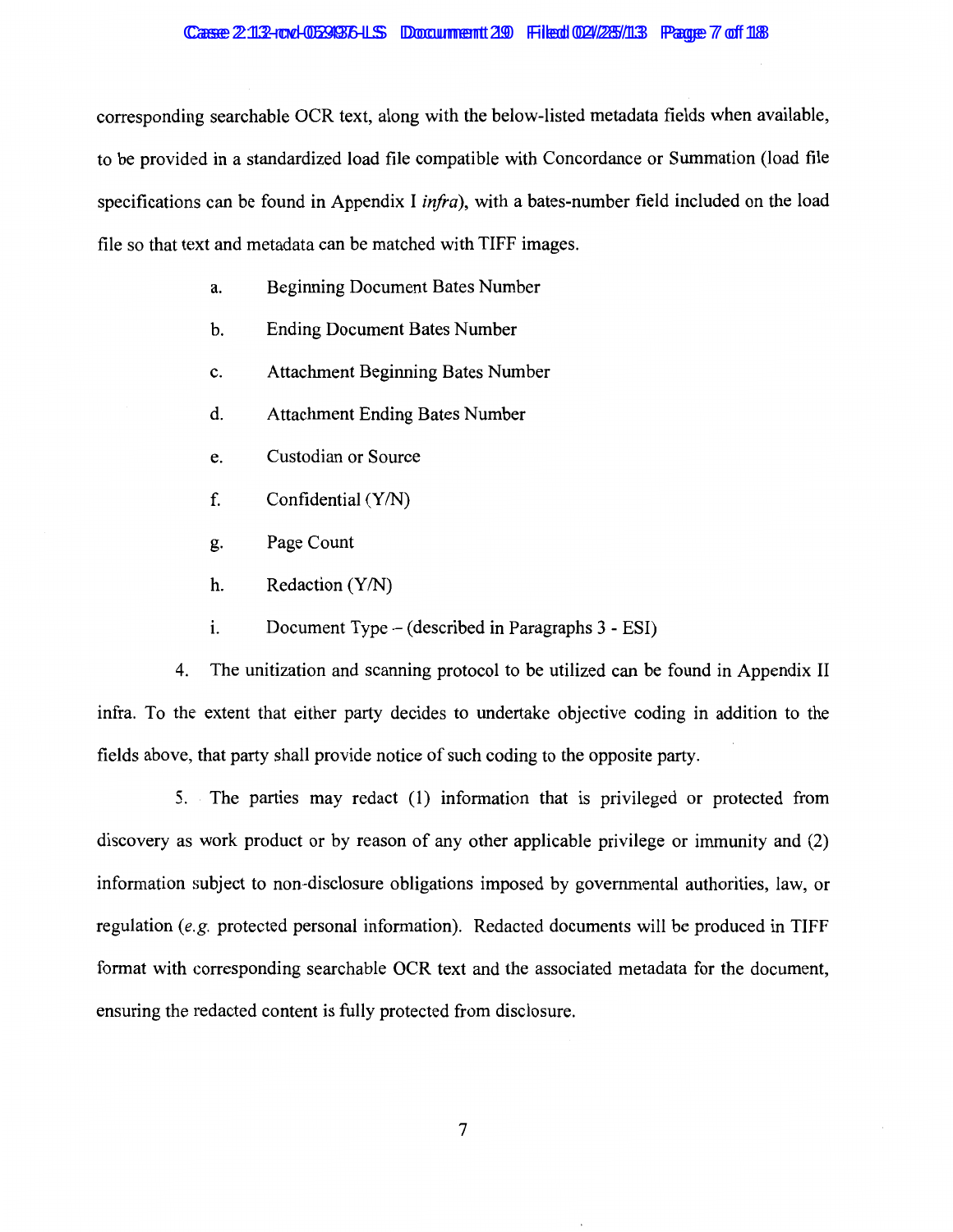corresponding searchable OCR text, along with the below-listed metadata fields when available, to be provided in a standardized load file compatible with Concordance or Summation (load file specifications can be found in Appendix I *infra*), with a bates-number field included on the load file so that text and metadata can be matched with TIFF images.

a. Beginning Document Bates Number

b. Ending Document Bates Number

c. Attachment Beginning Bates Number

d. Attachment Ending Bates Number

e. Custodian or Source

f. Confidential (Y/N)

g. Page Count

h. Redaction (Y/N)

i. Document Type – (described in Paragraphs 3 - ESI)

4. The unitization and scanning protocol to be utilized can be found in Appendix II infra. To the extent that either party decides to undertake objective coding in addition to the fields above, that party shall provide notice of such coding to the opposite party.

5. The parties may redact (1) information that is privileged or protected from discovery as work product or by reason of any other applicable privilege or immunity and (2) information subject to non-disclosure obligations imposed by governmental authorities, law, or regulation (*e.g.* protected personal information). Redacted documents will be produced in TIFF format with corresponding searchable OCR text and the associated metadata for the document, ensuring the redacted content is fully protected from disclosure.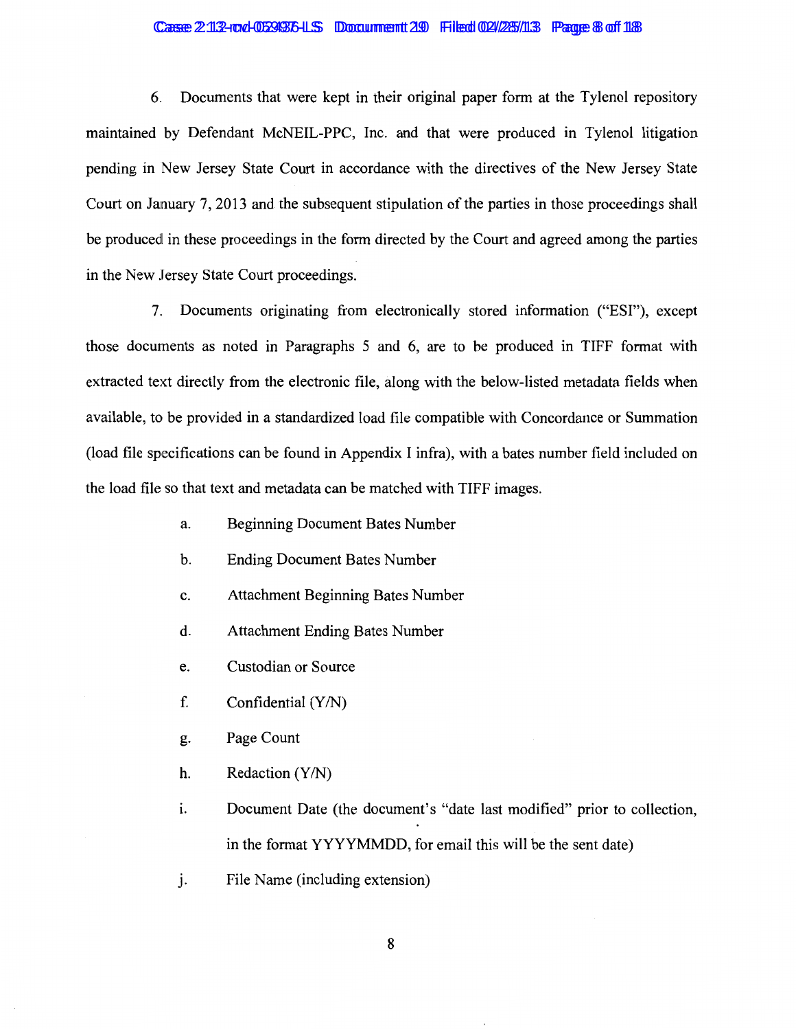6. Documents that were kept in their original paper form at the Tylenol repository maintained by Defendant McNEIL-PPC, Inc. and that were produced in Tylenol litigation pending in New Jersey State Court in accordance with the directives of the New Jersey State Court on January 7, 2013 and the subsequent stipulation of the parties in those proceedings shall be produced in these proceedings in the form directed by the Court and agreed among the parties in the New Jersey State Court proceedings.

7. Documents originating from electronically stored information ("ESI"), except those documents as noted in Paragraphs 5 and 6, are to be produced in TIFF format with extracted text directly from the electronic file, along with the below-listed metadata fields when available, to be provided in a standardized load file compatible with Concordance or Summation (load file specifications can be found in Appendix I infra), with a bates number field included on the load file so that text and metadata can be matched with TIFF images.

a. Beginning Document Bates Number

b. Ending Document Bates Number

c. Attachment Beginning Bates Number

d. Attachment Ending Bates Number

e. Custodian or Source

f. Confidential (Y/N)

g. Page Count

h. Redaction (Y/N)

i. Document Date (the document's "date last modified" prior to collection, in the format YYYYMMDD, for email this will be the sent date)

j. File Name (including extension)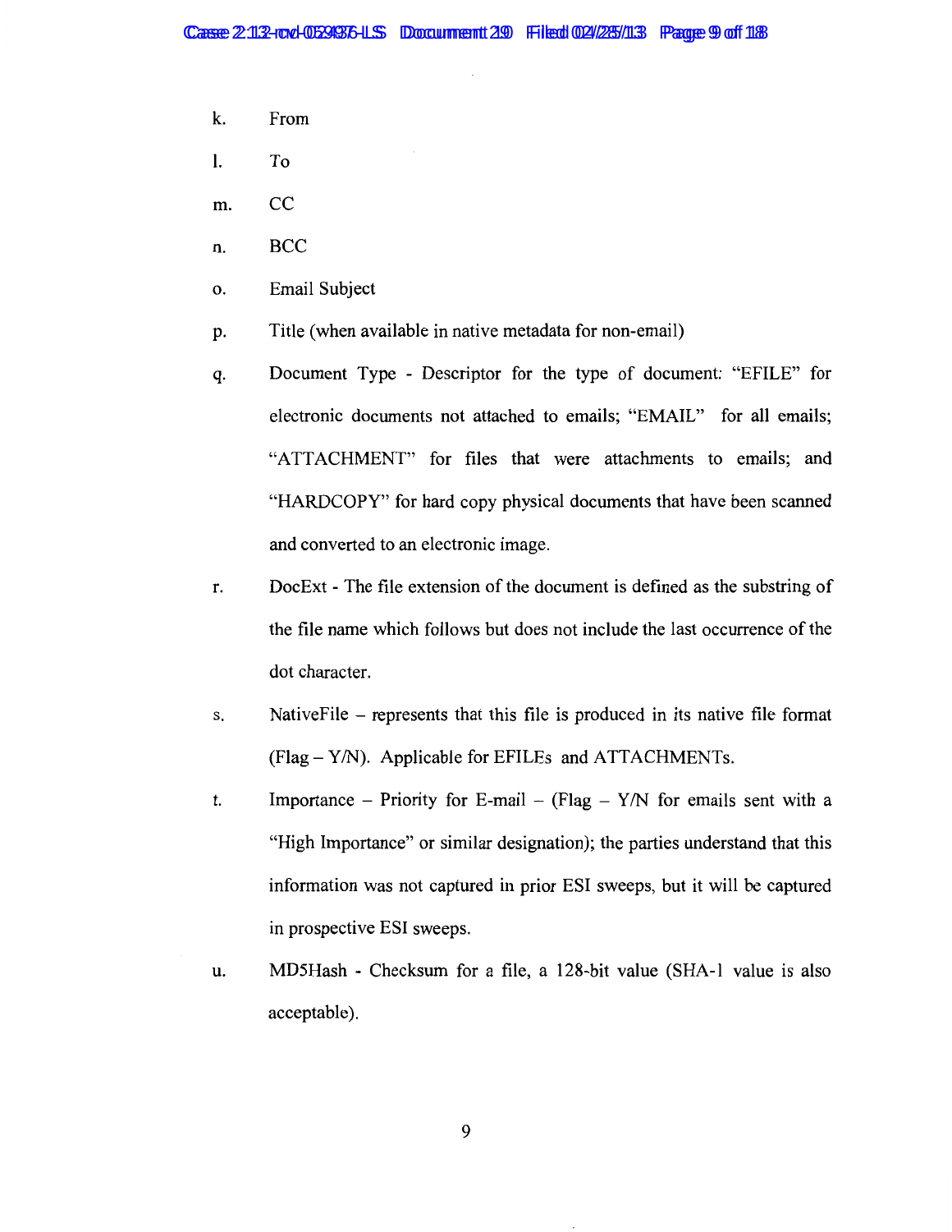k. From

l. To

m. CC

n. BCC

o. Email Subject

p. Title (when available in native metadata for non-email)

q. Document Type - Descriptor for the type of document: "EFILE" for electronic documents not attached to emails; "EMAIL" for all emails; "ATTACHMENT" for files that were attachments to emails; and "HARDCOPY" for hard copy physical documents that have been scanned and converted to an electronic image.

r. DocExt - The file extension of the document is defined as the substring of the file name which follows but does not include the last occurrence of the dot character.

s. NativeFile – represents that this file is produced in its native file format (Flag – Y/N). Applicable for EFILEs and ATTACHMENTs.

t. Importance – Priority for E-mail – (Flag – Y/N for emails sent with a "High Importance" or similar designation); the parties understand that this information was not captured in prior ESI sweeps, but it will be captured in prospective ESI sweeps.

u. MD5Hash - Checksum for a file, a 128-bit value (SHA-1 value is also acceptable).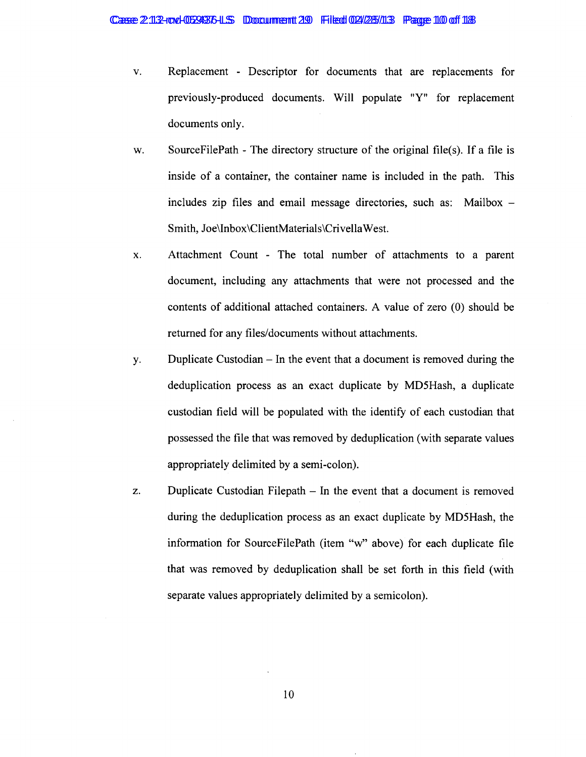v. Replacement - Descriptor for documents that are replacements for previously-produced documents. Will populate "Y" for replacement documents only.

w. SourceFilePath - The directory structure of the original file(s). If a file is inside of a container, the container name is included in the path. This includes zip files and email message directories, such as: Mailbox – Smith, Joe\Inbox\ClientMaterials\CrivellaWest.

x. Attachment Count - The total number of attachments to a parent document, including any attachments that were not processed and the contents of additional attached containers. A value of zero (0) should be returned for any files/documents without attachments.

y. Duplicate Custodian – In the event that a document is removed during the deduplication process as an exact duplicate by MD5Hash, a duplicate custodian field will be populated with the identify of each custodian that possessed the file that was removed by deduplication (with separate values appropriately delimited by a semi-colon).

z. Duplicate Custodian Filepath – In the event that a document is removed during the deduplication process as an exact duplicate by MD5Hash, the information for SourceFilePath (item "w" above) for each duplicate file that was removed by deduplication shall be set forth in this field (with separate values appropriately delimited by a semicolon).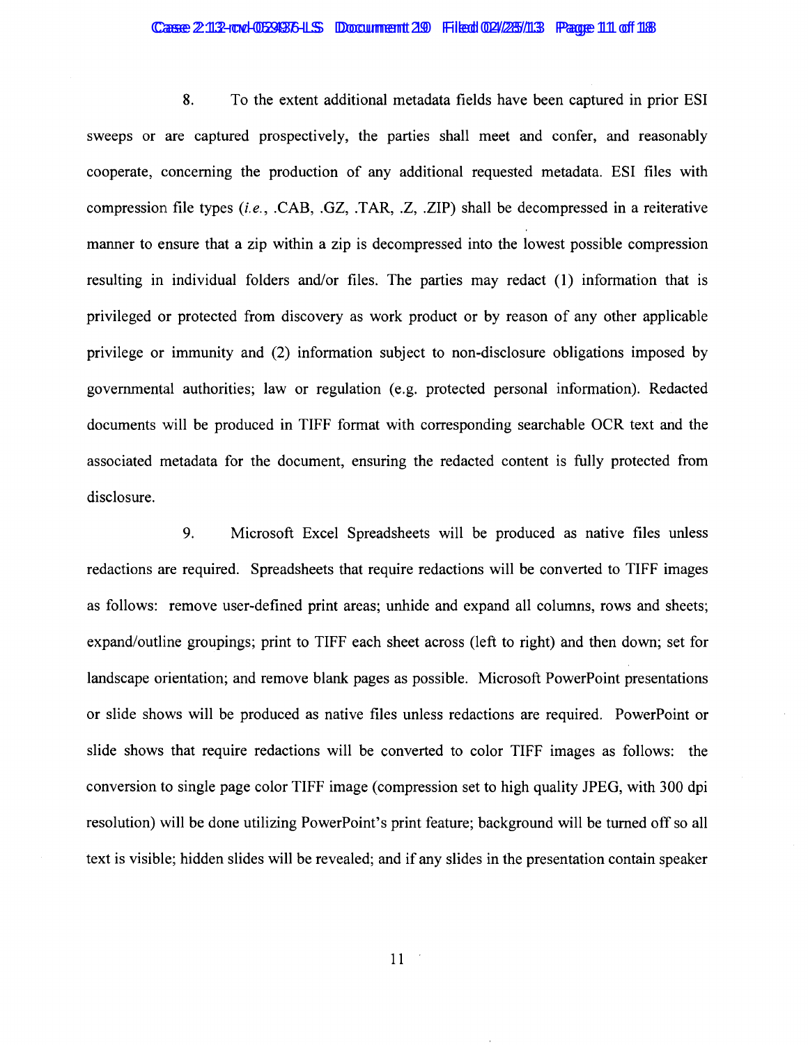8. To the extent additional metadata fields have been captured in prior ESI sweeps or are captured prospectively, the parties shall meet and confer, and reasonably cooperate, concerning the production of any additional requested metadata. ESI files with compression file types (*i.e.*, .CAB, .GZ, .TAR, .Z, .ZIP) shall be decompressed in a reiterative manner to ensure that a zip within a zip is decompressed into the lowest possible compression resulting in individual folders and/or files. The parties may redact (1) information that is privileged or protected from discovery as work product or by reason of any other applicable privilege or immunity and (2) information subject to non-disclosure obligations imposed by governmental authorities; law or regulation (e.g. protected personal information). Redacted documents will be produced in TIFF format with corresponding searchable OCR text and the associated metadata for the document, ensuring the redacted content is fully protected from disclosure.

9. Microsoft Excel Spreadsheets will be produced as native files unless redactions are required. Spreadsheets that require redactions will be converted to TIFF images as follows: remove user-defined print areas; unhide and expand all columns, rows and sheets; expand/outline groupings; print to TIFF each sheet across (left to right) and then down; set for landscape orientation; and remove blank pages as possible. Microsoft PowerPoint presentations or slide shows will be produced as native files unless redactions are required. PowerPoint or slide shows that require redactions will be converted to color TIFF images as follows: the conversion to single page color TIFF image (compression set to high quality JPEG, with 300 dpi resolution) will be done utilizing PowerPoint's print feature; background will be turned off so all text is visible; hidden slides will be revealed; and if any slides in the presentation contain speaker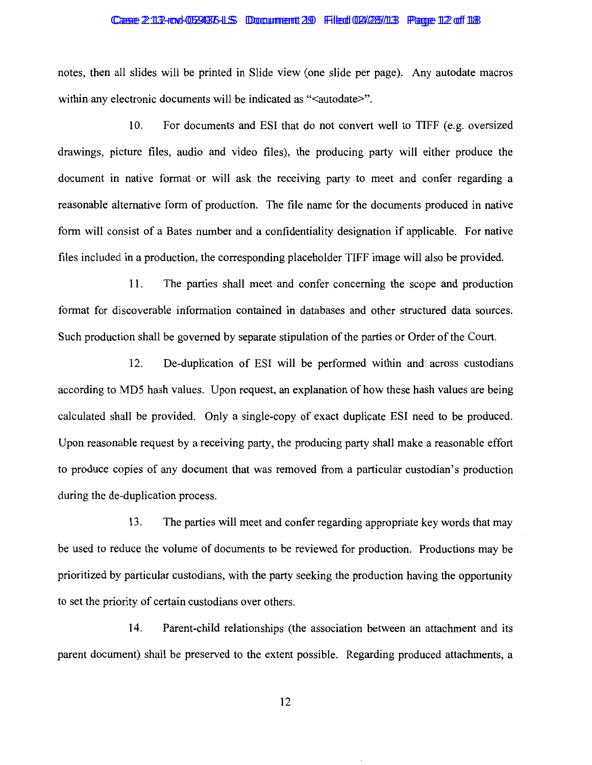notes, then all slides will be printed in Slide view (one slide per page). Any autodate macros within any electronic documents will be indicated as "<autodate>".

10. For documents and ESI that do not convert well to TIFF (e.g. oversized drawings, picture files, audio and video files), the producing party will either produce the document in native format or will ask the receiving party to meet and confer regarding a reasonable alternative form of production. The file name for the documents produced in native form will consist of a Bates number and a confidentiality designation if applicable. For native files included in a production, the corresponding placeholder TIFF image will also be provided.

11. The parties shall meet and confer concerning the scope and production format for discoverable information contained in databases and other structured data sources. Such production shall be governed by separate stipulation of the parties or Order of the Court.

12. De-duplication of ESI will be performed within and across custodians according to MD5 hash values. Upon request, an explanation of how these hash values are being calculated shall be provided. Only a single-copy of exact duplicate ESI need to be produced. Upon reasonable request by a receiving party, the producing party shall make a reasonable effort to produce copies of any document that was removed from a particular custodian's production during the de-duplication process.

13. The parties will meet and confer regarding appropriate key words that may be used to reduce the volume of documents to be reviewed for production. Productions may be prioritized by particular custodians, with the party seeking the production having the opportunity to set the priority of certain custodians over others.

14. Parent-child relationships (the association between an attachment and its parent document) shall be preserved to the extent possible. Regarding produced attachments, a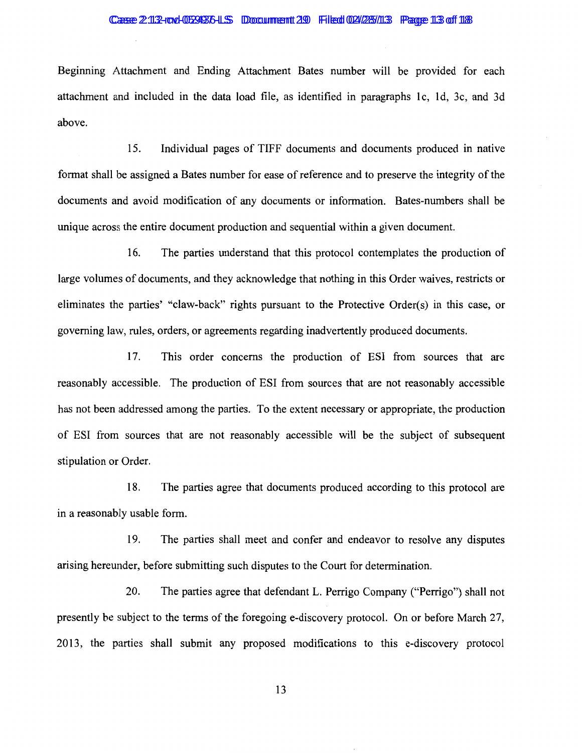Beginning Attachment and Ending Attachment Bates number will be provided for each attachment and included in the data load file, as identified in paragraphs 1c, 1d, 3c, and 3d above.

15. Individual pages of TIFF documents and documents produced in native format shall be assigned a Bates number for ease of reference and to preserve the integrity of the documents and avoid modification of any documents or information. Bates-numbers shall be unique across the entire document production and sequential within a given document.

16. The parties understand that this protocol contemplates the production of large volumes of documents, and they acknowledge that nothing in this Order waives, restricts or eliminates the parties' "claw-back" rights pursuant to the Protective Order(s) in this case, or governing law, rules, orders, or agreements regarding inadvertently produced documents.

17. This order concerns the production of ESI from sources that are reasonably accessible. The production of ESI from sources that are not reasonably accessible has not been addressed among the parties. To the extent necessary or appropriate, the production of ESI from sources that are not reasonably accessible will be the subject of subsequent stipulation or Order.

18. The parties agree that documents produced according to this protocol are in a reasonably usable form.

19. The parties shall meet and confer and endeavor to resolve any disputes arising hereunder, before submitting such disputes to the Court for determination.

20. The parties agree that defendant L. Perrigo Company ("Perrigo") shall not presently be subject to the terms of the foregoing e-discovery protocol. On or before March 27, 2013, the parties shall submit any proposed modifications to this e-discovery protocol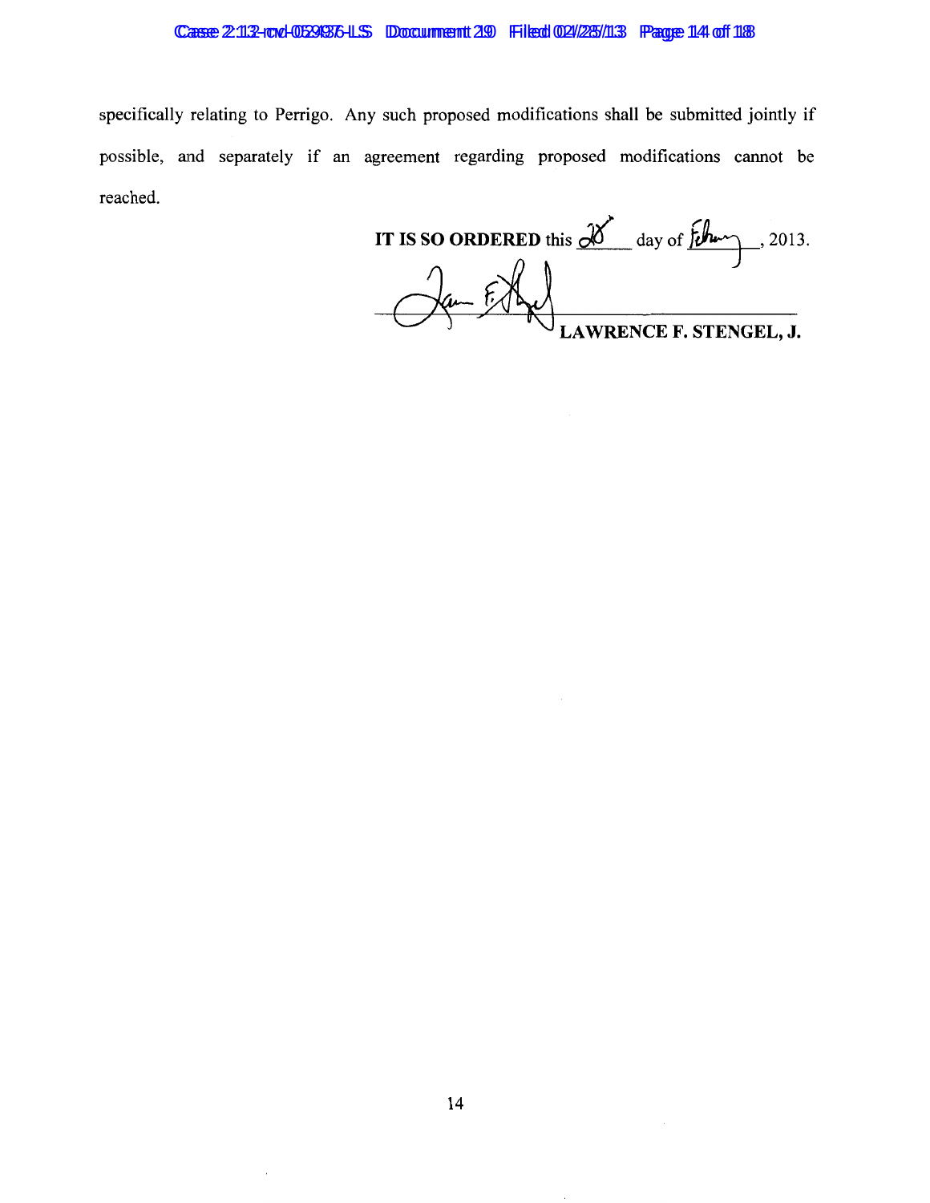specifically relating to Perrigo. Any such proposed modifications shall be submitted jointly if possible, and separately if an agreement regarding proposed modifications cannot be reached.

**IT IS SO ORDERED** this 28 day of February, 2013.

**LAWRENCE F. STENGEL, J.**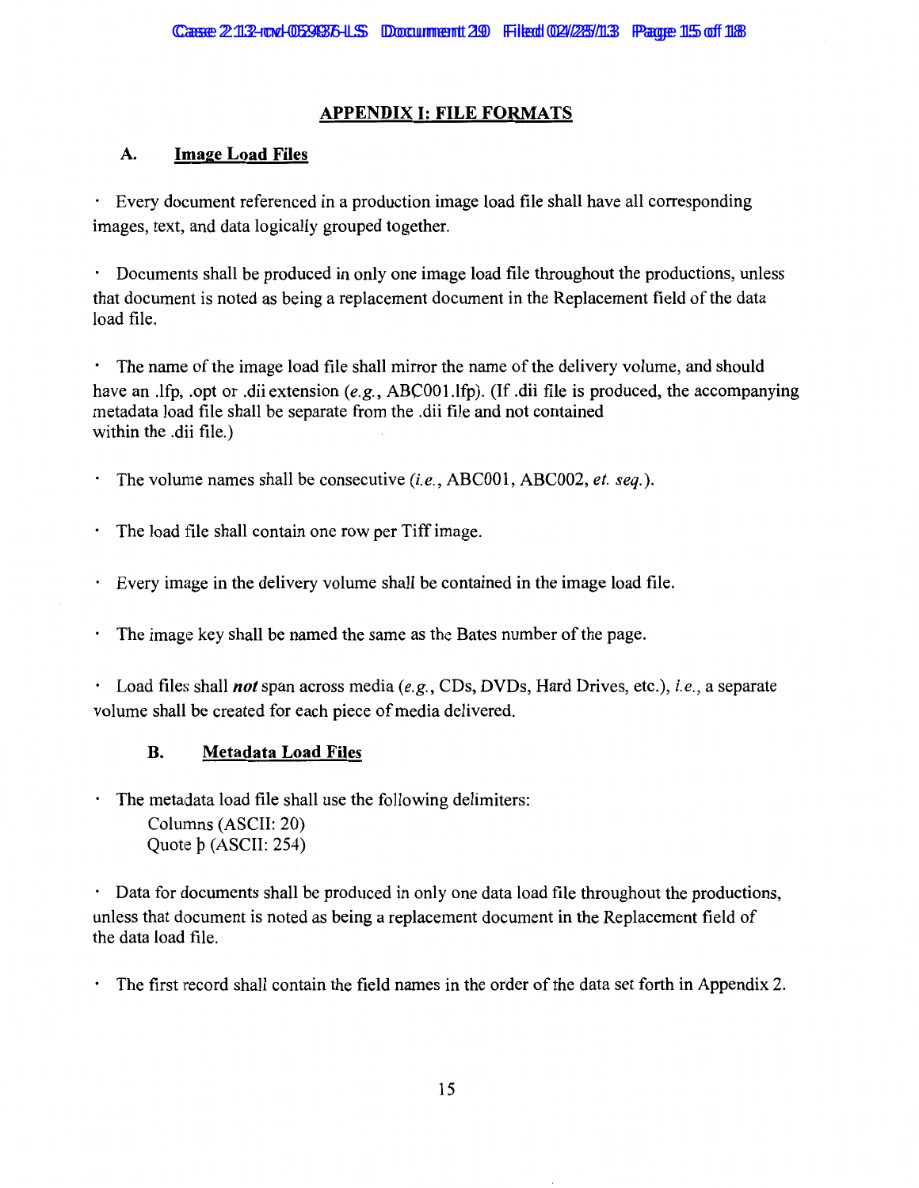# APPENDIX I: FILE FORMATS

## A. Image Load Files

- Every document referenced in a production image load file shall have all corresponding images, text, and data logically grouped together.

- Documents shall be produced in only one image load file throughout the productions, unless that document is noted as being a replacement document in the Replacement field of the data load file.

- The name of the image load file shall mirror the name of the delivery volume, and should have an .lfp, .opt or .dii extension (*e.g.*, ABC001.lfp). (If .dii file is produced, the accompanying metadata load file shall be separate from the .dii file and not contained within the .dii file.)

- The volume names shall be consecutive (*i.e.*, ABC001, ABC002, *et. seq.*).

- The load file shall contain one row per Tiff image.

- Every image in the delivery volume shall be contained in the image load file.

- The image key shall be named the same as the Bates number of the page.

- Load files shall ***not*** span across media (*e.g.*, CDs, DVDs, Hard Drives, etc.), *i.e.*, a separate volume shall be created for each piece of media delivered.

## B. Metadata Load Files

- The metadata load file shall use the following delimiters:
  Columns (ASCII: 20)
  Quote þ (ASCII: 254)

- Data for documents shall be produced in only one data load file throughout the productions, unless that document is noted as being a replacement document in the Replacement field of the data load file.

- The first record shall contain the field names in the order of the data set forth in Appendix 2.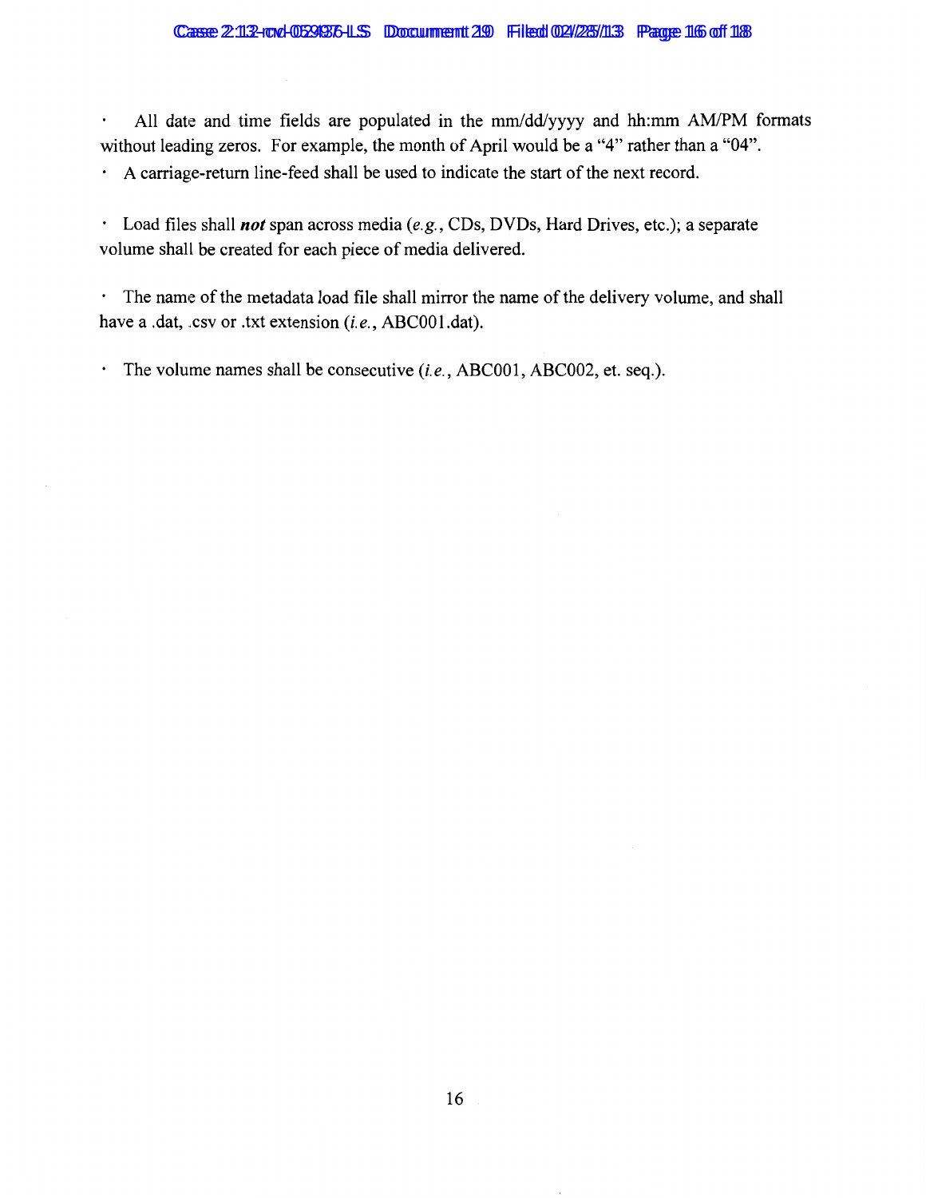- All date and time fields are populated in the mm/dd/yyyy and hh:mm AM/PM formats without leading zeros. For example, the month of April would be a "4" rather than a "04".
- A carriage-return line-feed shall be used to indicate the start of the next record.
- Load files shall ***not*** span across media (*e.g.*, CDs, DVDs, Hard Drives, etc.); a separate volume shall be created for each piece of media delivered.
- The name of the metadata load file shall mirror the name of the delivery volume, and shall have a .dat, .csv or .txt extension (*i.e.*, ABC001.dat).
- The volume names shall be consecutive (*i.e.*, ABC001, ABC002, et. seq.).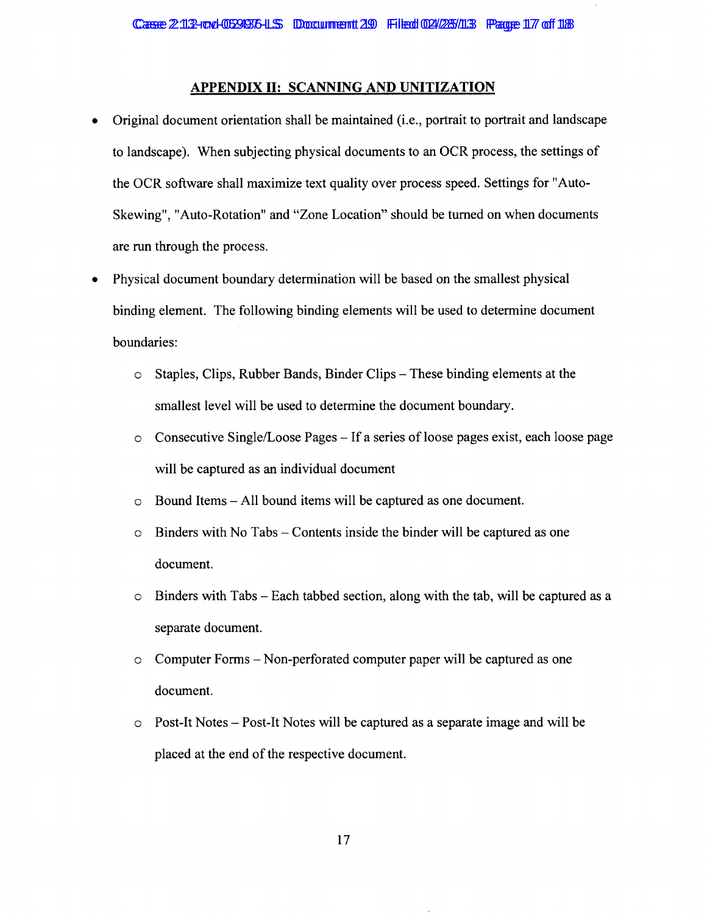## APPENDIX II: SCANNING AND UNITIZATION

- Original document orientation shall be maintained (i.e., portrait to portrait and landscape to landscape). When subjecting physical documents to an OCR process, the settings of the OCR software shall maximize text quality over process speed. Settings for "Auto-Skewing", "Auto-Rotation" and "Zone Location" should be turned on when documents are run through the process.
- Physical document boundary determination will be based on the smallest physical binding element. The following binding elements will be used to determine document boundaries:
  - Staples, Clips, Rubber Bands, Binder Clips – These binding elements at the smallest level will be used to determine the document boundary.
  - Consecutive Single/Loose Pages – If a series of loose pages exist, each loose page will be captured as an individual document
  - Bound Items – All bound items will be captured as one document.
  - Binders with No Tabs – Contents inside the binder will be captured as one document.
  - Binders with Tabs – Each tabbed section, along with the tab, will be captured as a separate document.
  - Computer Forms – Non-perforated computer paper will be captured as one document.
  - Post-It Notes – Post-It Notes will be captured as a separate image and will be placed at the end of the respective document.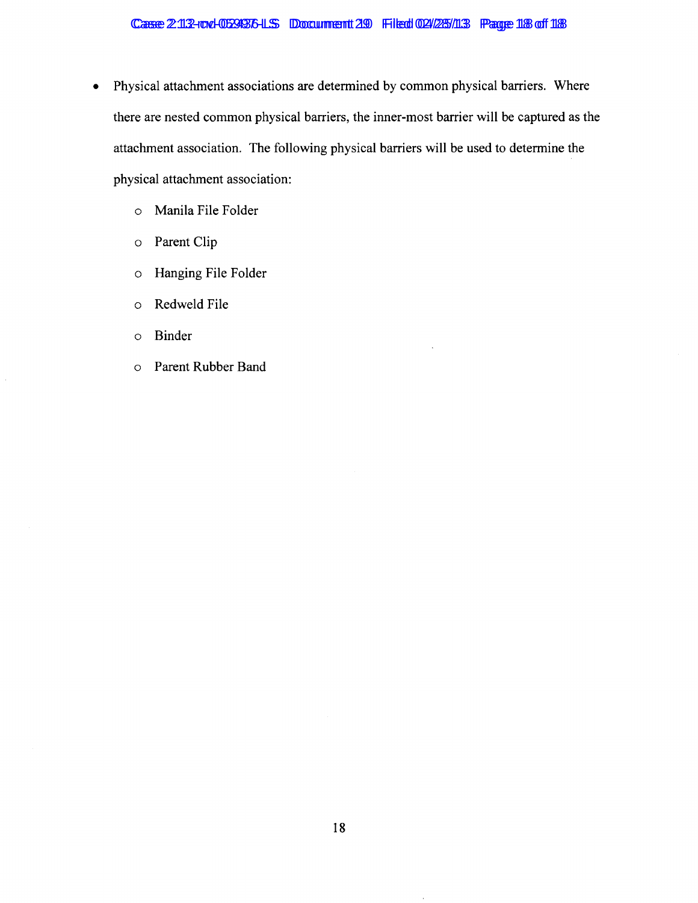- Physical attachment associations are determined by common physical barriers. Where there are nested common physical barriers, the inner-most barrier will be captured as the attachment association. The following physical barriers will be used to determine the physical attachment association:
  - Manila File Folder
  - Parent Clip
  - Hanging File Folder
  - Redweld File
  - Binder
  - Parent Rubber Band